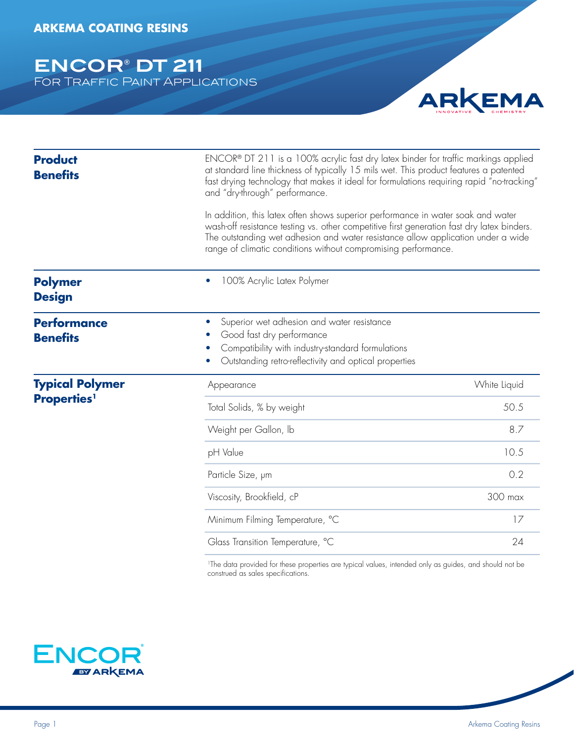**ARKEMA COATING RESINS**

# ENCOR® DT 211

## For Traffic Paint Applications

ARKEMA INNOVATIVE CHEMISTRY

### Product Benefits

ENCOR® DT 211 is a 100% acrylic fast dry latex binder for traffic markings applied at standard line thickness of typically 15 mils wet. This product features a patented fast drying technology that makes it ideal for formulations requiring rapid "no-tracking" and "dry-through" performance.

In addition, this latex often shows superior performance in water soak and water wash-off resistance testing vs. other competitive first generation fast dry latex binders. The outstanding wet adhesion and water resistance allow application under a wide range of climatic conditions without compromising performance.

### Polymer Design

- 100% Acrylic Latex Polymer

### Performance Benefits

- Superior wet adhesion and water resistance
- Good fast dry performance
- Compatibility with industry-standard formulations
- Outstanding retro-reflectivity and optical properties

### Typical Polymer Properties[1]

| | |
|---|---|
| Appearance | White Liquid |
| Total Solids, % by weight | 50.5 |
| Weight per Gallon, lb | 8.7 |
| pH Value | 10.5 |
| Particle Size, µm | 0.2 |
| Viscosity, Brookfield, cP | 300 max |
| Minimum Filming Temperature, °C | 17 |
| Glass Transition Temperature, °C | 24 |

[1]The data provided for these properties are typical values, intended only as guides, and should not be construed as sales specifications.

ENCOR® BY ARKEMA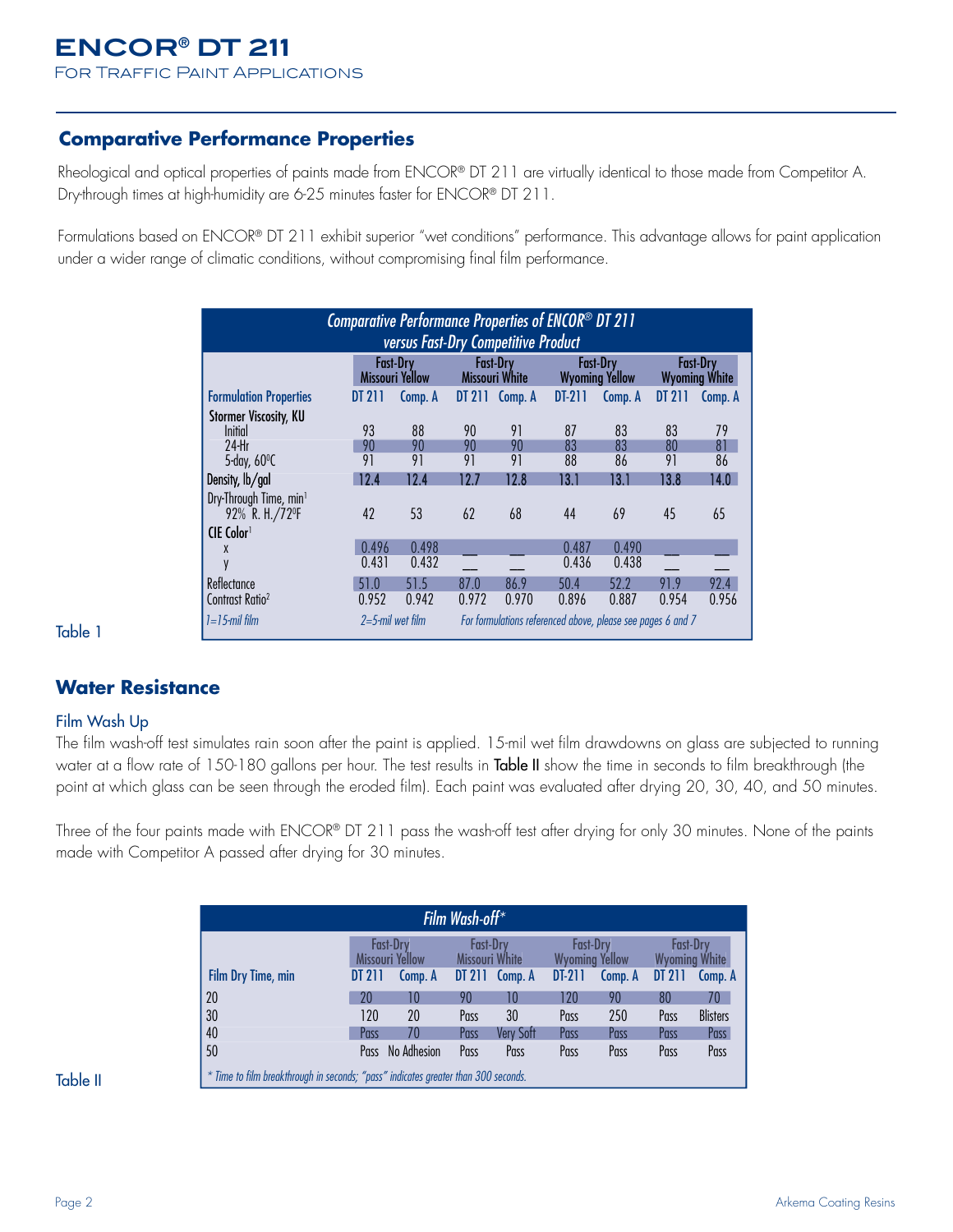## Comparative Performance Properties

Rheological and optical properties of paints made from ENCOR® DT 211 are virtually identical to those made from Competitor A. Dry-through times at high-humidity are 6-25 minutes faster for ENCOR® DT 211.

Formulations based on ENCOR® DT 211 exhibit superior "wet conditions" performance. This advantage allows for paint application under a wider range of climatic conditions, without compromising final film performance.

Table 1

*Comparative Performance Properties of ENCOR® DT 211 versus Fast-Dry Competitive Product*

| | Fast-Dry Missouri Yellow | | Fast-Dry Missouri White | | Fast-Dry Wyoming Yellow | | Fast-Dry Wyoming White | |
|---|---|---|---|---|---|---|---|---|
| **Formulation Properties** | DT 211 | Comp. A | DT 211 | Comp. A | DT-211 | Comp. A | DT 211 | Comp. A |
| **Stormer Viscosity, KU** | | | | | | | | |
| Initial | 93 | 88 | 90 | 91 | 87 | 83 | 83 | 79 |
| 24-Hr | 90 | 90 | 90 | 90 | 83 | 83 | 80 | 81 |
| 5-day, 60°C | 91 | 91 | 91 | 91 | 88 | 86 | 91 | 86 |
| **Density, lb/gal** | 12.4 | 12.4 | 12.7 | 12.8 | 13.1 | 13.1 | 13.8 | 14.0 |
| **Dry-Through Time, min[1]** 92% R. H./72°F | 42 | 53 | 62 | 68 | 44 | 69 | 45 | 65 |
| **CIE Color[1]** | | | | | | | | |
| x | 0.496 | 0.498 | — | — | 0.487 | 0.490 | — | — |
| y | 0.431 | 0.432 | — | — | 0.436 | 0.438 | — | — |
| Reflectance | 51.0 | 51.5 | 87.0 | 86.9 | 50.4 | 52.2 | 91.9 | 92.4 |
| Contrast Ratio[2] | 0.952 | 0.942 | 0.972 | 0.970 | 0.896 | 0.887 | 0.954 | 0.956 |

*1=15-mil film* *2=5-mil wet film* *For formulations referenced above, please see pages 6 and 7*

## Water Resistance

### Film Wash Up

The film wash-off test simulates rain soon after the paint is applied. 15-mil wet film drawdowns on glass are subjected to running water at a flow rate of 150-180 gallons per hour. The test results in **Table II** show the time in seconds to film breakthrough (the point at which glass can be seen through the eroded film). Each paint was evaluated after drying 20, 30, 40, and 50 minutes.

Three of the four paints made with ENCOR® DT 211 pass the wash-off test after drying for only 30 minutes. None of the paints made with Competitor A passed after drying for 30 minutes.

Table II

*Film Wash-off\**

| | Fast-Dry Missouri Yellow | | Fast-Dry Missouri White | | Fast-Dry Wyoming Yellow | | Fast-Dry Wyoming White | |
|---|---|---|---|---|---|---|---|---|
| **Film Dry Time, min** | DT 211 | Comp. A | DT 211 | Comp. A | DT-211 | Comp. A | DT 211 | Comp. A |
| 20 | 20 | 10 | 90 | 10 | 120 | 90 | 80 | 70 |
| 30 | 120 | 20 | Pass | 30 | Pass | 250 | Pass | Blisters |
| 40 | Pass | 70 | Pass | Very Soft | Pass | Pass | Pass | Pass |
| 50 | Pass | No Adhesion | Pass | Pass | Pass | Pass | Pass | Pass |

*\* Time to film breakthrough in seconds; "pass" indicates greater than 300 seconds.*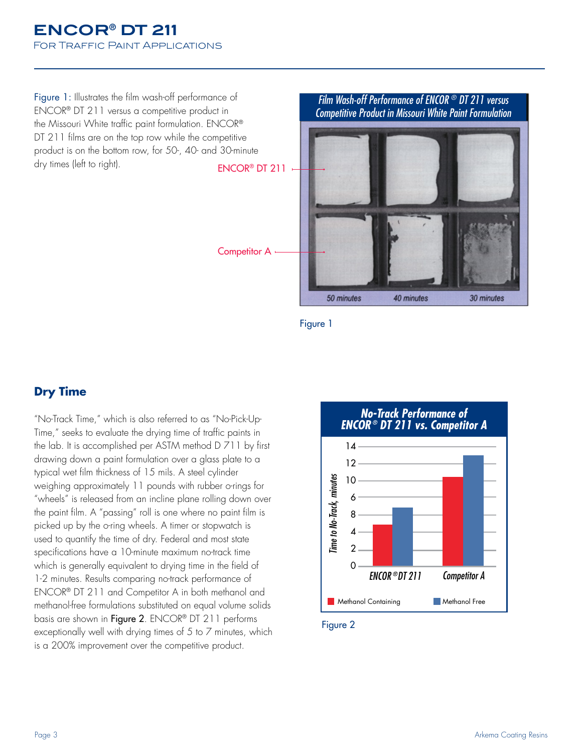# ENCOR® DT 211

For Traffic Paint Applications

Figure 1: Illustrates the film wash-off performance of ENCOR® DT 211 versus a competitive product in the Missouri White traffic paint formulation. ENCOR® DT 211 films are on the top row while the competitive product is on the bottom row, for 50-, 40- and 30-minute dry times (left to right).

*Film Wash-off Performance of ENCOR® DT 211 versus Competitive Product in Missouri White Paint Formulation*

ENCOR® DT 211

Competitor A

50 minutes
40 minutes
30 minutes

Figure 1

## Dry Time

"No-Track Time," which is also referred to as "No-Pick-Up-Time," seeks to evaluate the drying time of traffic paints in the lab. It is accomplished per ASTM method D 711 by first drawing down a paint formulation over a glass plate to a typical wet film thickness of 15 mils. A steel cylinder weighing approximately 11 pounds with rubber o-rings for "wheels" is released from an incline plane rolling down over the paint film. A "passing" roll is one where no paint film is picked up by the o-ring wheels. A timer or stopwatch is used to quantify the time of dry. Federal and most state specifications have a 10-minute maximum no-track time which is generally equivalent to drying time in the field of 1-2 minutes. Results comparing no-track performance of ENCOR® DT 211 and Competitor A in both methanol and methanol-free formulations substituted on equal volume solids basis are shown in Figure 2. ENCOR® DT 211 performs exceptionally well with drying times of 5 to 7 minutes, which is a 200% improvement over the competitive product.

*No-Track Performance of ENCOR® DT 211 vs. Competitor A*

Time to No-Track, minutes

14
12
10
6
8
4
2
0

ENCOR® DT 211
Competitor A

Methanol Containing
Methanol Free

Figure 2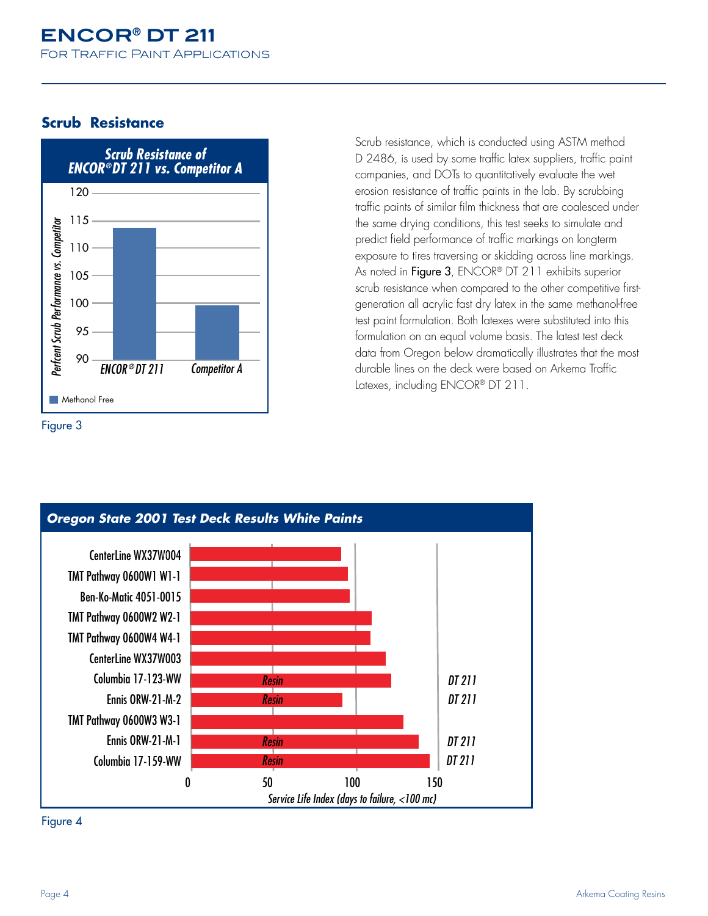## Scrub Resistance

**Scrub Resistance of ENCOR®DT 211 vs. Competitor A**

Perfcent Scrub Performance vs. Competitor

120
115
110
105
100
95
90

ENCOR® DT 211
Competitor A

Methanol Free

Figure 3

Scrub resistance, which is conducted using ASTM method D 2486, is used by some traffic latex suppliers, traffic paint companies, and DOTs to quantitatively evaluate the wet erosion resistance of traffic paints in the lab. By scrubbing traffic paints of similar film thickness that are coalesced under the same drying conditions, this test seeks to simulate and predict field performance of traffic markings on longterm exposure to tires traversing or skidding across line markings. As noted in Figure 3, ENCOR® DT 211 exhibits superior scrub resistance when compared to the other competitive first-generation all acrylic fast dry latex in the same methanol-free test paint formulation. Both latexes were substituted into this formulation on an equal volume basis. The latest test deck data from Oregon below dramatically illustrates that the most durable lines on the deck were based on Arkema Traffic Latexes, including ENCOR® DT 211.

**Oregon State 2001 Test Deck Results White Paints**

CenterLine WX37W004
TMT Pathway 0600W1 W1-1
Ben-Ko-Matic 4051-0015
TMT Pathway 0600W2 W2-1
TMT Pathway 0600W4 W4-1
CenterLine WX37W003
Columbia 17-123-WW — Resin — DT 211
Ennis ORW-21-M-2 — Resin — DT 211
TMT Pathway 0600W3 W3-1
Ennis ORW-21-M-1 — Resin — DT 211
Columbia 17-159-WW — Resin — DT 211

0
50
100
150

Service Life Index (days to failure, <100 mc)

Figure 4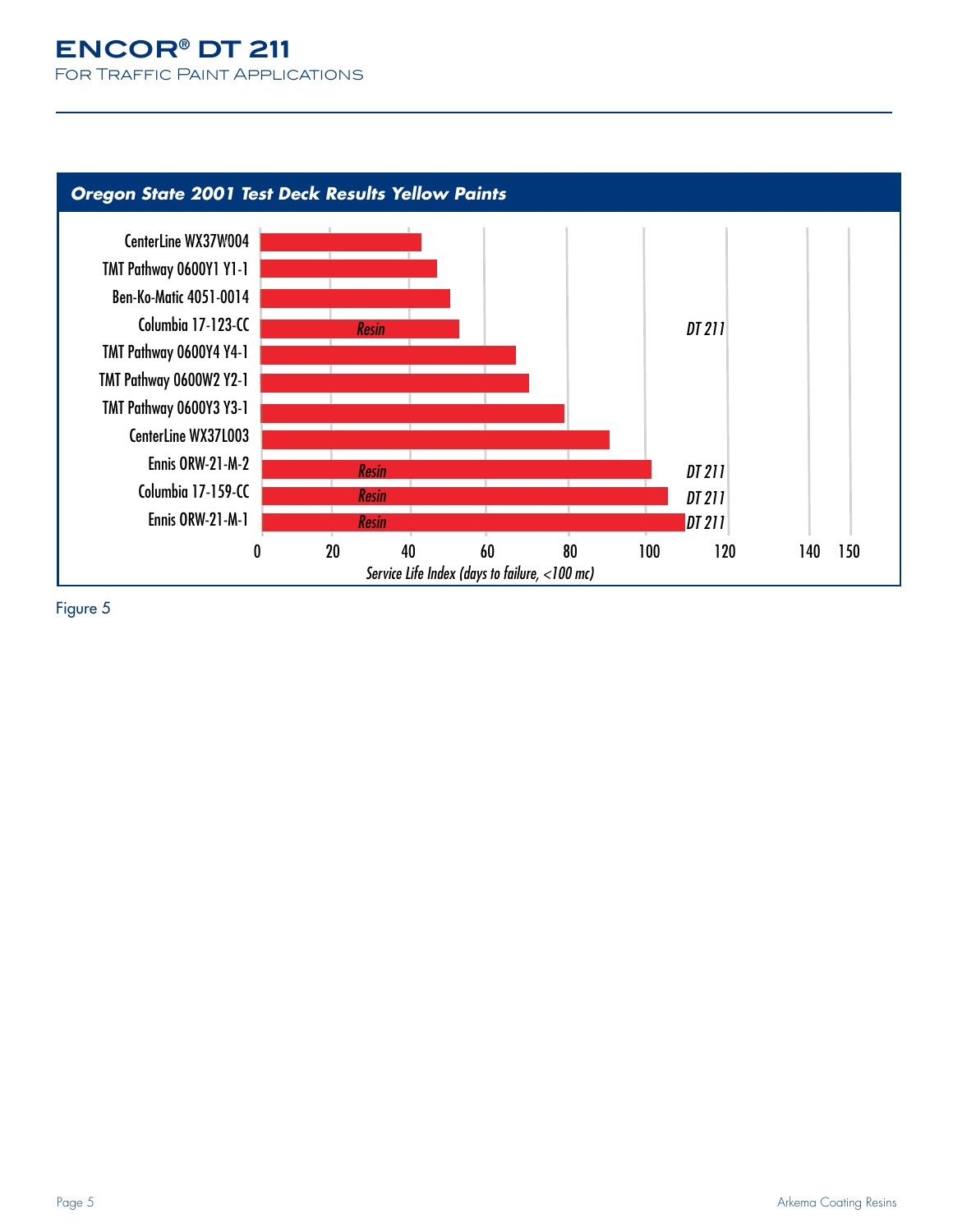# ENCOR® DT 211

For Traffic Paint Applications

**Oregon State 2001 Test Deck Results Yellow Paints**

| Paint | Service Life Index (days to failure, <100 mc) | Resin |
|---|---|---|
| CenterLine WX37W004 | ~43 | |
| TMT Pathway 0600Y1 Y1-1 | ~47 | |
| Ben-Ko-Matic 4051-0014 | ~50 | |
| Columbia 17-123-CC | ~53 | DT 211 |
| TMT Pathway 0600Y4 Y4-1 | ~67 | |
| TMT Pathway 0600W2 Y2-1 | ~70 | |
| TMT Pathway 0600Y3 Y3-1 | ~79 | |
| CenterLine WX37L003 | ~90 | |
| Ennis ORW-21-M-2 | ~101 | DT 211 |
| Columbia 17-159-CC | ~105 | DT 211 |
| Ennis ORW-21-M-1 | ~110 | DT 211 |

Service Life Index (days to failure, <100 mc)

Figure 5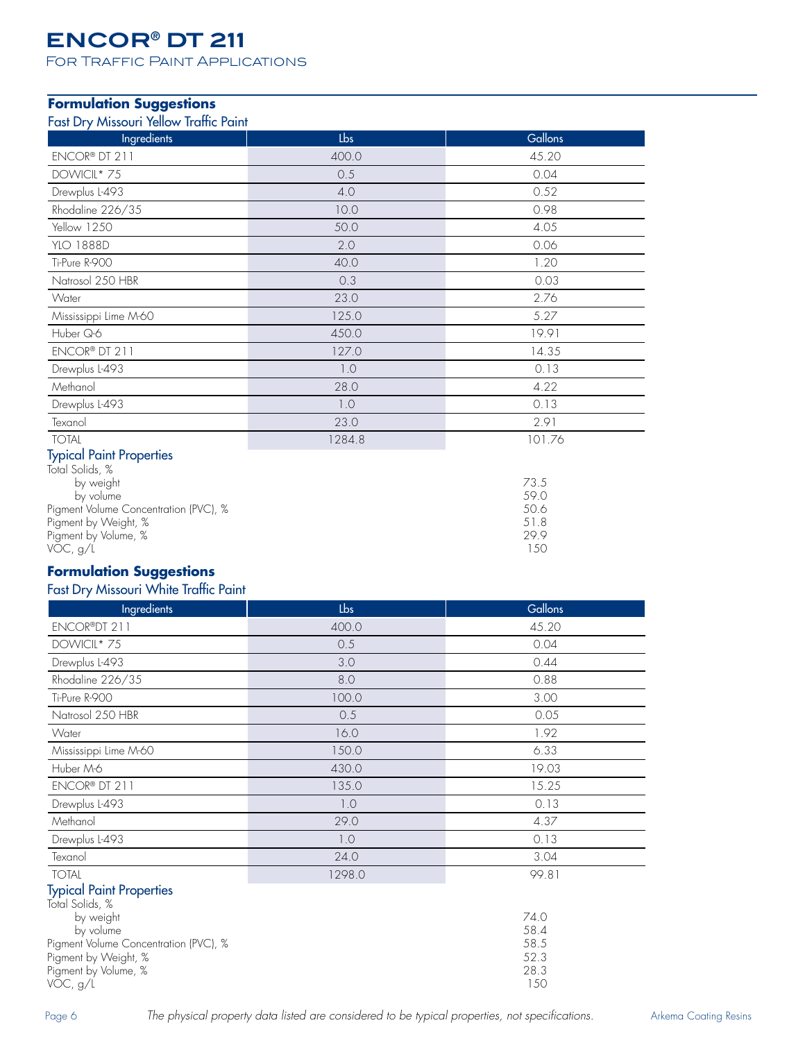# ENCOR® DT 211

For Traffic Paint Applications

## Formulation Suggestions

### Fast Dry Missouri Yellow Traffic Paint

| Ingredients | Lbs | Gallons |
|---|---|---|
| ENCOR® DT 211 | 400.0 | 45.20 |
| DOWICIL* 75 | 0.5 | 0.04 |
| Drewplus L-493 | 4.0 | 0.52 |
| Rhodaline 226/35 | 10.0 | 0.98 |
| Yellow 1250 | 50.0 | 4.05 |
| YLO 1888D | 2.0 | 0.06 |
| Ti-Pure R-900 | 40.0 | 1.20 |
| Natrosol 250 HBR | 0.3 | 0.03 |
| Water | 23.0 | 2.76 |
| Mississippi Lime M-60 | 125.0 | 5.27 |
| Huber Q-6 | 450.0 | 19.91 |
| ENCOR® DT 211 | 127.0 | 14.35 |
| Drewplus L-493 | 1.0 | 0.13 |
| Methanol | 28.0 | 4.22 |
| Drewplus L-493 | 1.0 | 0.13 |
| Texanol | 23.0 | 2.91 |
| TOTAL | 1284.8 | 101.76 |

### Typical Paint Properties

| | |
|---|---|
| Total Solids, % | |
| by weight | 73.5 |
| by volume | 59.0 |
| Pigment Volume Concentration (PVC), % | 50.6 |
| Pigment by Weight, % | 51.8 |
| Pigment by Volume, % | 29.9 |
| VOC, g/L | 150 |

## Formulation Suggestions

### Fast Dry Missouri White Traffic Paint

| Ingredients | Lbs | Gallons |
|---|---|---|
| ENCOR®DT 211 | 400.0 | 45.20 |
| DOWICIL* 75 | 0.5 | 0.04 |
| Drewplus L-493 | 3.0 | 0.44 |
| Rhodaline 226/35 | 8.0 | 0.88 |
| Ti-Pure R-900 | 100.0 | 3.00 |
| Natrosol 250 HBR | 0.5 | 0.05 |
| Water | 16.0 | 1.92 |
| Mississippi Lime M-60 | 150.0 | 6.33 |
| Huber M-6 | 430.0 | 19.03 |
| ENCOR® DT 211 | 135.0 | 15.25 |
| Drewplus L-493 | 1.0 | 0.13 |
| Methanol | 29.0 | 4.37 |
| Drewplus L-493 | 1.0 | 0.13 |
| Texanol | 24.0 | 3.04 |
| TOTAL | 1298.0 | 99.81 |

### Typical Paint Properties

| | |
|---|---|
| Total Solids, % | |
| by weight | 74.0 |
| by volume | 58.4 |
| Pigment Volume Concentration (PVC), % | 58.5 |
| Pigment by Weight, % | 52.3 |
| Pigment by Volume, % | 28.3 |
| VOC, g/L | 150 |

*The physical property data listed are considered to be typical properties, not specifications.*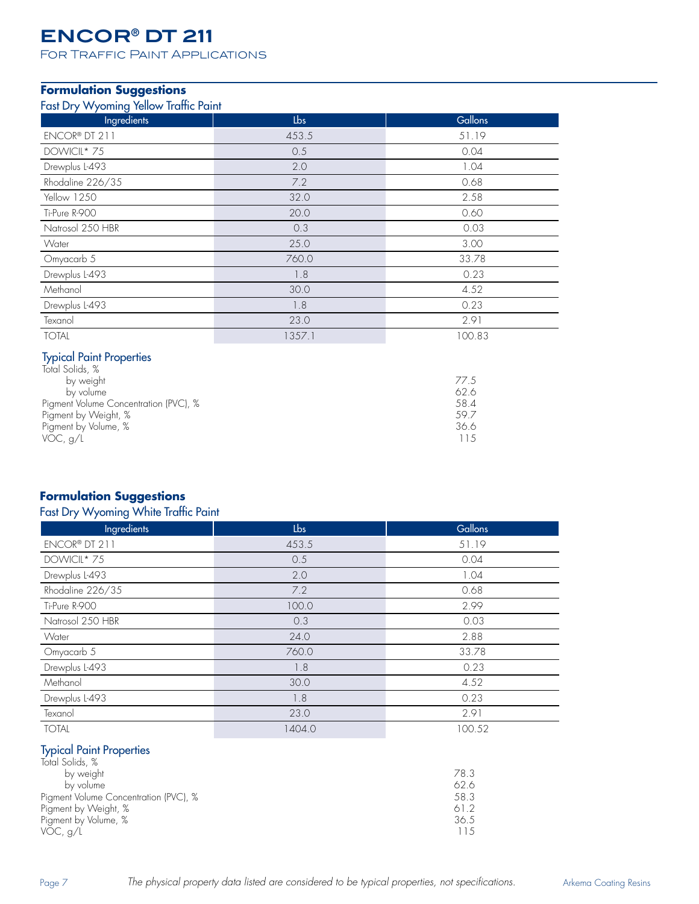# ENCOR® DT 211

For Traffic Paint Applications

## Formulation Suggestions

### Fast Dry Wyoming Yellow Traffic Paint

| Ingredients | Lbs | Gallons |
|---|---|---|
| ENCOR® DT 211 | 453.5 | 51.19 |
| DOWICIL* 75 | 0.5 | 0.04 |
| Drewplus L-493 | 2.0 | 1.04 |
| Rhodaline 226/35 | 7.2 | 0.68 |
| Yellow 1250 | 32.0 | 2.58 |
| Ti-Pure R-900 | 20.0 | 0.60 |
| Natrosol 250 HBR | 0.3 | 0.03 |
| Water | 25.0 | 3.00 |
| Omyacarb 5 | 760.0 | 33.78 |
| Drewplus L-493 | 1.8 | 0.23 |
| Methanol | 30.0 | 4.52 |
| Drewplus L-493 | 1.8 | 0.23 |
| Texanol | 23.0 | 2.91 |
| TOTAL | 1357.1 | 100.83 |

### Typical Paint Properties

| | |
|---|---|
| Total Solids, % | |
| by weight | 77.5 |
| by volume | 62.6 |
| Pigment Volume Concentration (PVC), % | 58.4 |
| Pigment by Weight, % | 59.7 |
| Pigment by Volume, % | 36.6 |
| VOC, g/L | 115 |

## Formulation Suggestions

### Fast Dry Wyoming White Traffic Paint

| Ingredients | Lbs | Gallons |
|---|---|---|
| ENCOR® DT 211 | 453.5 | 51.19 |
| DOWICIL* 75 | 0.5 | 0.04 |
| Drewplus L-493 | 2.0 | 1.04 |
| Rhodaline 226/35 | 7.2 | 0.68 |
| Ti-Pure R-900 | 100.0 | 2.99 |
| Natrosol 250 HBR | 0.3 | 0.03 |
| Water | 24.0 | 2.88 |
| Omyacarb 5 | 760.0 | 33.78 |
| Drewplus L-493 | 1.8 | 0.23 |
| Methanol | 30.0 | 4.52 |
| Drewplus L-493 | 1.8 | 0.23 |
| Texanol | 23.0 | 2.91 |
| TOTAL | 1404.0 | 100.52 |

### Typical Paint Properties

| | |
|---|---|
| Total Solids, % | |
| by weight | 78.3 |
| by volume | 62.6 |
| Pigment Volume Concentration (PVC), % | 58.3 |
| Pigment by Weight, % | 61.2 |
| Pigment by Volume, % | 36.5 |
| VOC, g/L | 115 |

*The physical property data listed are considered to be typical properties, not specifications.*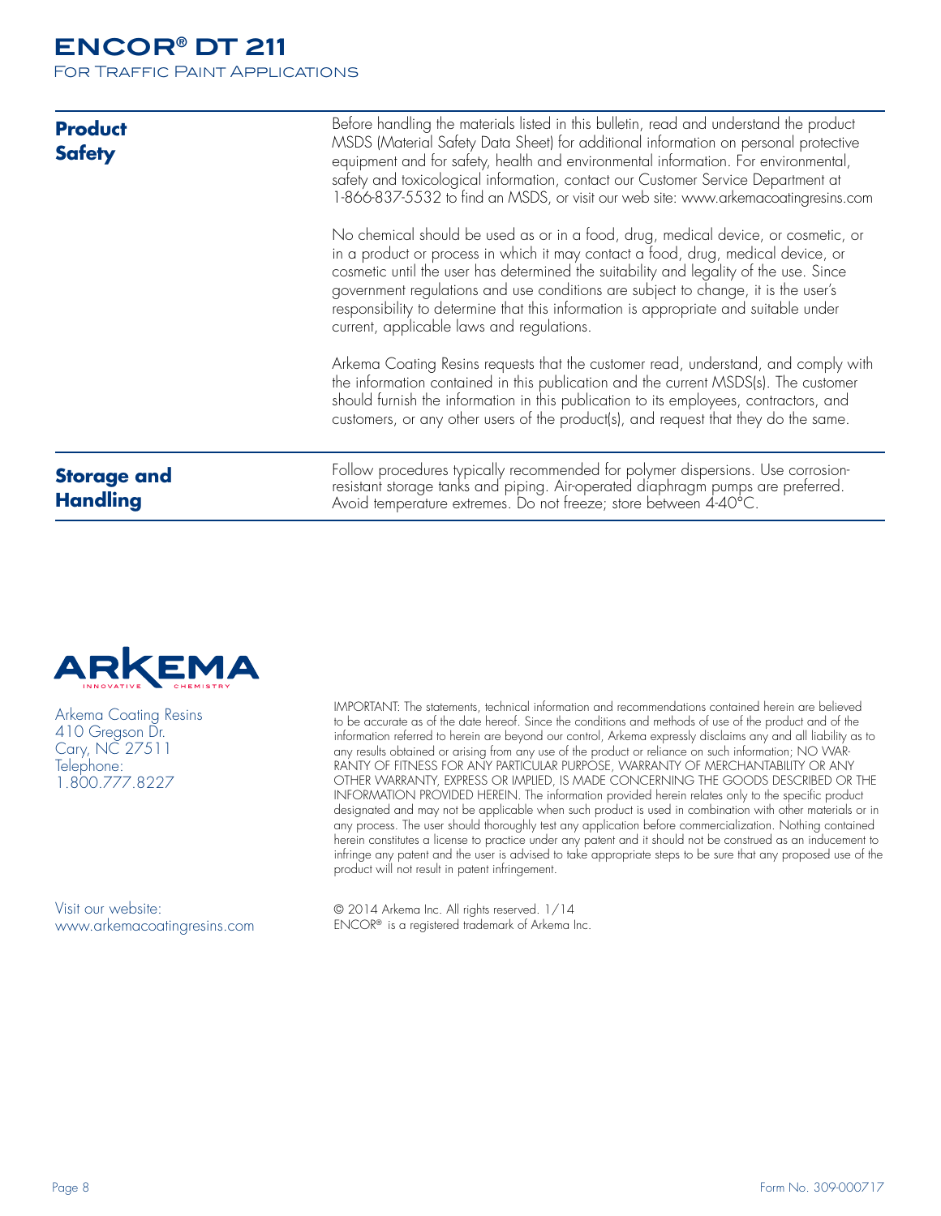## Product Safety

Before handling the materials listed in this bulletin, read and understand the product MSDS (Material Safety Data Sheet) for additional information on personal protective equipment and for safety, health and environmental information. For environmental, safety and toxicological information, contact our Customer Service Department at 1-866-837-5532 to find an MSDS, or visit our web site: www.arkemacoatingresins.com

No chemical should be used as or in a food, drug, medical device, or cosmetic, or in a product or process in which it may contact a food, drug, medical device, or cosmetic until the user has determined the suitability and legality of the use. Since government regulations and use conditions are subject to change, it is the user's responsibility to determine that this information is appropriate and suitable under current, applicable laws and regulations.

Arkema Coating Resins requests that the customer read, understand, and comply with the information contained in this publication and the current MSDS(s). The customer should furnish the information in this publication to its employees, contractors, and customers, or any other users of the product(s), and request that they do the same.

## Storage and Handling

Follow procedures typically recommended for polymer dispersions. Use corrosion-resistant storage tanks and piping. Air-operated diaphragm pumps are preferred. Avoid temperature extremes. Do not freeze; store between 4-40°C.

ARKEMA
INNOVATIVE CHEMISTRY

Arkema Coating Resins
410 Gregson Dr.
Cary, NC 27511
Telephone:
1.800.777.8227

IMPORTANT: The statements, technical information and recommendations contained herein are believed to be accurate as of the date hereof. Since the conditions and methods of use of the product and of the information referred to herein are beyond our control, Arkema expressly disclaims any and all liability as to any results obtained or arising from any use of the product or reliance on such information; NO WARRANTY OF FITNESS FOR ANY PARTICULAR PURPOSE, WARRANTY OF MERCHANTABILITY OR ANY OTHER WARRANTY, EXPRESS OR IMPLIED, IS MADE CONCERNING THE GOODS DESCRIBED OR THE INFORMATION PROVIDED HEREIN. The information provided herein relates only to the specific product designated and may not be applicable when such product is used in combination with other materials or in any process. The user should thoroughly test any application before commercialization. Nothing contained herein constitutes a license to practice under any patent and it should not be construed as an inducement to infringe any patent and the user is advised to take appropriate steps to be sure that any proposed use of the product will not result in patent infringement.

Visit our website:
www.arkemacoatingresins.com

© 2014 Arkema Inc. All rights reserved. 1/14
ENCOR® is a registered trademark of Arkema Inc.

Form No. 309-000717